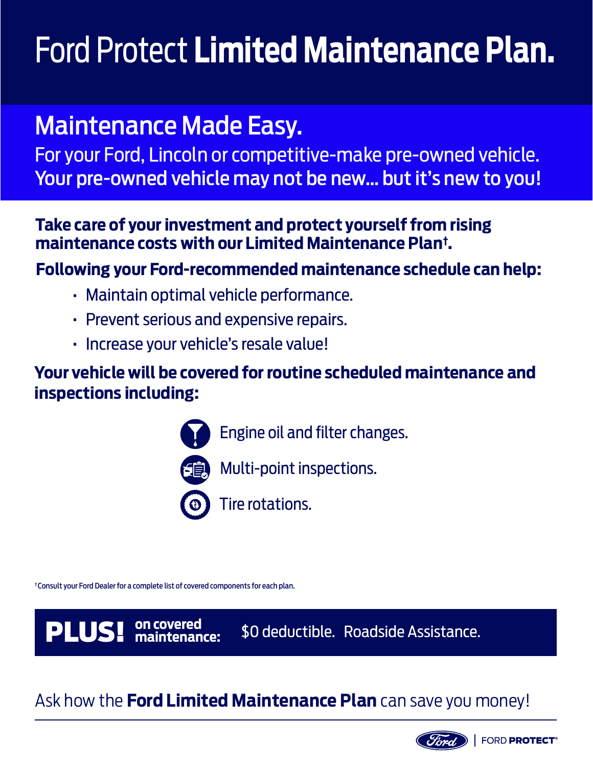# Ford Protect **Limited Maintenance Plan.**

## Maintenance Made Easy.

For your Ford, Lincoln or competitive-make pre-owned vehicle. Your pre-owned vehicle may not be new... but it's new to you!

**Take care of your investment and protect yourself from rising maintenance costs with our Limited Maintenance Plan†.**

**Following your Ford-recommended maintenance schedule can help:**

- Maintain optimal vehicle performance.
- Prevent serious and expensive repairs.
- Increase your vehicle's resale value!

**Your vehicle will be covered for routine scheduled maintenance and inspections including:**

- Engine oil and filter changes.
- Multi-point inspections.
- Tire rotations.

† Consult your Ford Dealer for a complete list of covered components for each plan.

**PLUS! on covered maintenance:** $0 deductible. Roadside Assistance.

Ask how the **Ford Limited Maintenance Plan** can save you money!

Ford | FORD **PROTECT**®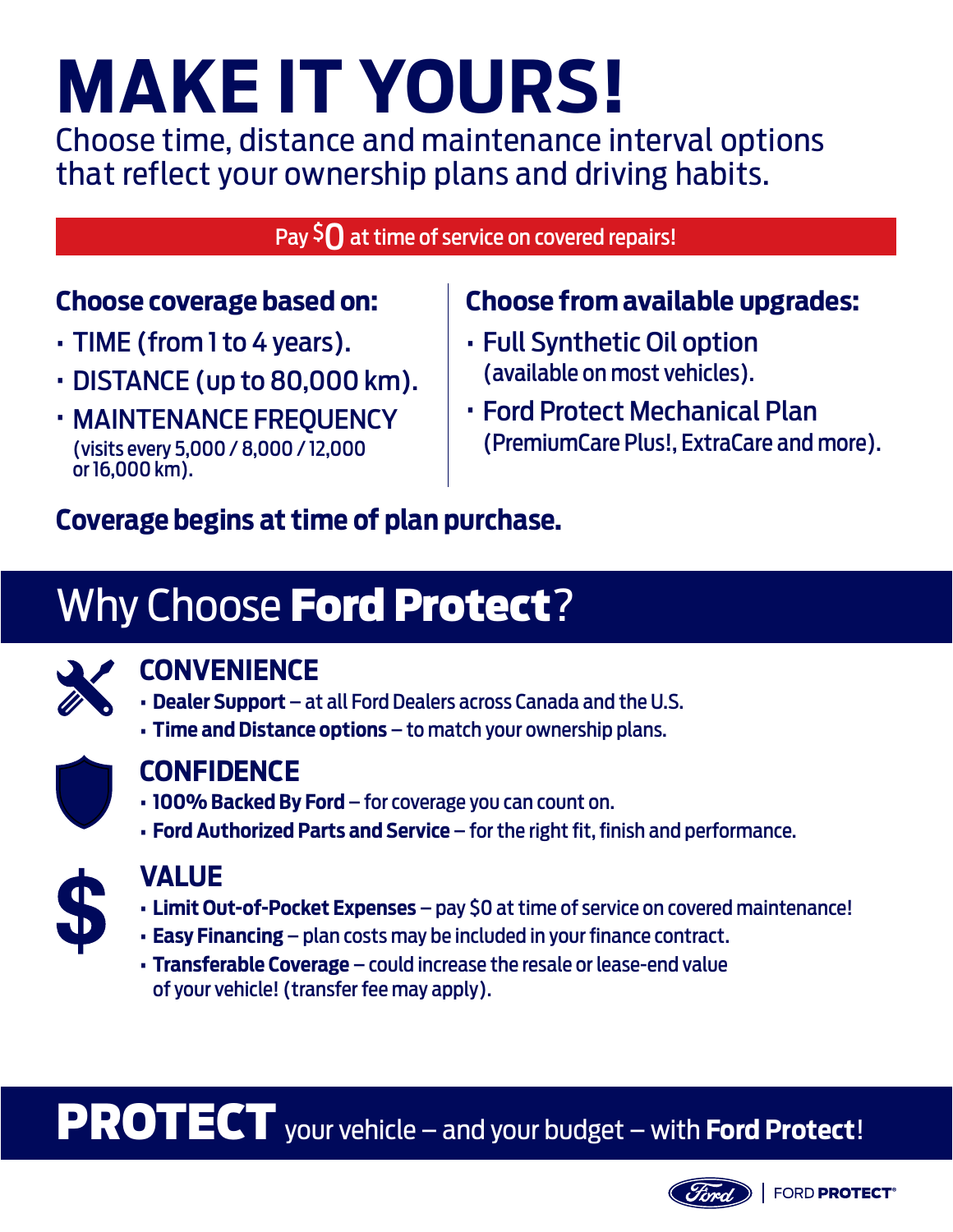# MAKE IT YOURS!

Choose time, distance and maintenance interval options that reflect your ownership plans and driving habits.

**Pay $0 at time of service on covered repairs!**

### Choose coverage based on:

- TIME (from 1 to 4 years).
- DISTANCE (up to 80,000 km).
- MAINTENANCE FREQUENCY (visits every 5,000 / 8,000 / 12,000 or 16,000 km).

### Choose from available upgrades:

- Full Synthetic Oil option (available on most vehicles).
- Ford Protect Mechanical Plan (PremiumCare Plus!, ExtraCare and more).

**Coverage begins at time of plan purchase.**

## Why Choose **Ford Protect**?

### CONVENIENCE

- **Dealer Support** – at all Ford Dealers across Canada and the U.S.
- **Time and Distance options** – to match your ownership plans.

### CONFIDENCE

- **100% Backed By Ford** – for coverage you can count on.
- **Ford Authorized Parts and Service** – for the right fit, finish and performance.

### VALUE

- **Limit Out-of-Pocket Expenses** – pay $0 at time of service on covered maintenance!
- **Easy Financing** – plan costs may be included in your finance contract.
- **Transferable Coverage** – could increase the resale or lease-end value of your vehicle! (transfer fee may apply).

**PROTECT** your vehicle – and your budget – with **Ford Protect**!

FORD **PROTECT**®